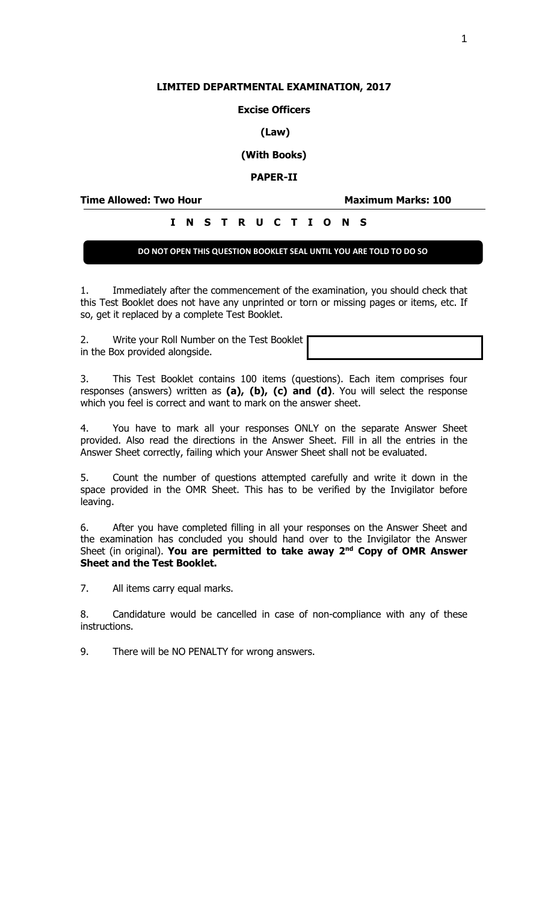# LIMITED DEPARTMENTAL EXAMINATION, 2017

## Excise Officers

## (Law)

## (With Books)

## PAPER-II

**Time Allowed: Two Hour** **Maximum Marks: 100**

## I N S T R U C T I O N S

**DO NOT OPEN THIS QUESTION BOOKLET SEAL UNTIL YOU ARE TOLD TO DO SO**

1. Immediately after the commencement of the examination, you should check that this Test Booklet does not have any unprinted or torn or missing pages or items, etc. If so, get it replaced by a complete Test Booklet.

2. Write your Roll Number on the Test Booklet in the Box provided alongside.

3. This Test Booklet contains 100 items (questions). Each item comprises four responses (answers) written as **(a), (b), (c) and (d)**. You will select the response which you feel is correct and want to mark on the answer sheet.

4. You have to mark all your responses ONLY on the separate Answer Sheet provided. Also read the directions in the Answer Sheet. Fill in all the entries in the Answer Sheet correctly, failing which your Answer Sheet shall not be evaluated.

5. Count the number of questions attempted carefully and write it down in the space provided in the OMR Sheet. This has to be verified by the Invigilator before leaving.

6. After you have completed filling in all your responses on the Answer Sheet and the examination has concluded you should hand over to the Invigilator the Answer Sheet (in original). **You are permitted to take away 2nd Copy of OMR Answer Sheet and the Test Booklet.**

7. All items carry equal marks.

8. Candidature would be cancelled in case of non-compliance with any of these instructions.

9. There will be NO PENALTY for wrong answers.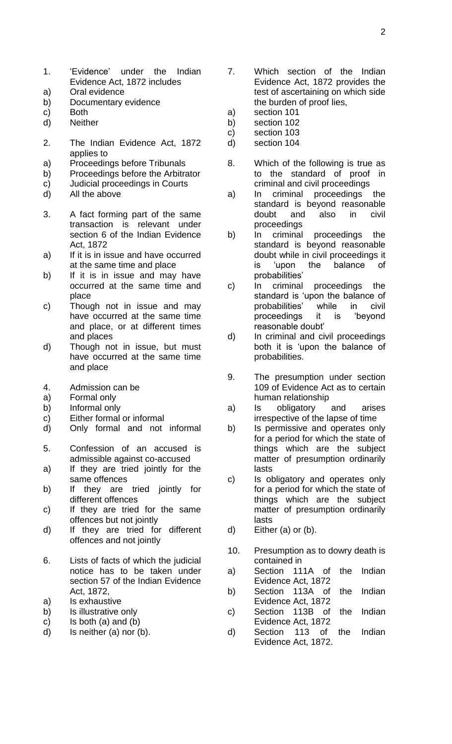1. 'Evidence' under the Indian Evidence Act, 1872 includes
   a) Oral evidence
   b) Documentary evidence
   c) Both
   d) Neither

2. The Indian Evidence Act, 1872 applies to
   a) Proceedings before Tribunals
   b) Proceedings before the Arbitrator
   c) Judicial proceedings in Courts
   d) All the above

3. A fact forming part of the same transaction is relevant under section 6 of the Indian Evidence Act, 1872
   a) If it is in issue and have occurred at the same time and place
   b) If it is in issue and may have occurred at the same time and place
   c) Though not in issue and may have occurred at the same time and place, or at different times and places
   d) Though not in issue, but must have occurred at the same time and place

4. Admission can be
   a) Formal only
   b) Informal only
   c) Either formal or informal
   d) Only formal and not informal

5. Confession of an accused is admissible against co-accused
   a) If they are tried jointly for the same offences
   b) If they are tried jointly for different offences
   c) If they are tried for the same offences but not jointly
   d) If they are tried for different offences and not jointly

6. Lists of facts of which the judicial notice has to be taken under section 57 of the Indian Evidence Act, 1872,
   a) Is exhaustive
   b) Is illustrative only
   c) Is both (a) and (b)
   d) Is neither (a) nor (b).

7. Which section of the Indian Evidence Act, 1872 provides the test of ascertaining on which side the burden of proof lies,
   a) section 101
   b) section 102
   c) section 103
   d) section 104

8. Which of the following is true as to the standard of proof in criminal and civil proceedings
   a) In criminal proceedings the standard is beyond reasonable doubt and also in civil proceedings
   b) In criminal proceedings the standard is beyond reasonable doubt while in civil proceedings it is 'upon the balance of probabilities'
   c) In criminal proceedings the standard is 'upon the balance of probabilities' while in civil proceedings it is 'beyond reasonable doubt'
   d) In criminal and civil proceedings both it is 'upon the balance of probabilities.

9. The presumption under section 109 of Evidence Act as to certain human relationship
   a) Is obligatory and arises irrespective of the lapse of time
   b) Is permissive and operates only for a period for which the state of things which are the subject matter of presumption ordinarily lasts
   c) Is obligatory and operates only for a period for which the state of things which are the subject matter of presumption ordinarily lasts
   d) Either (a) or (b).

10. Presumption as to dowry death is contained in
    a) Section 111A of the Indian Evidence Act, 1872
    b) Section 113A of the Indian Evidence Act, 1872
    c) Section 113B of the Indian Evidence Act, 1872
    d) Section 113 of the Indian Evidence Act, 1872.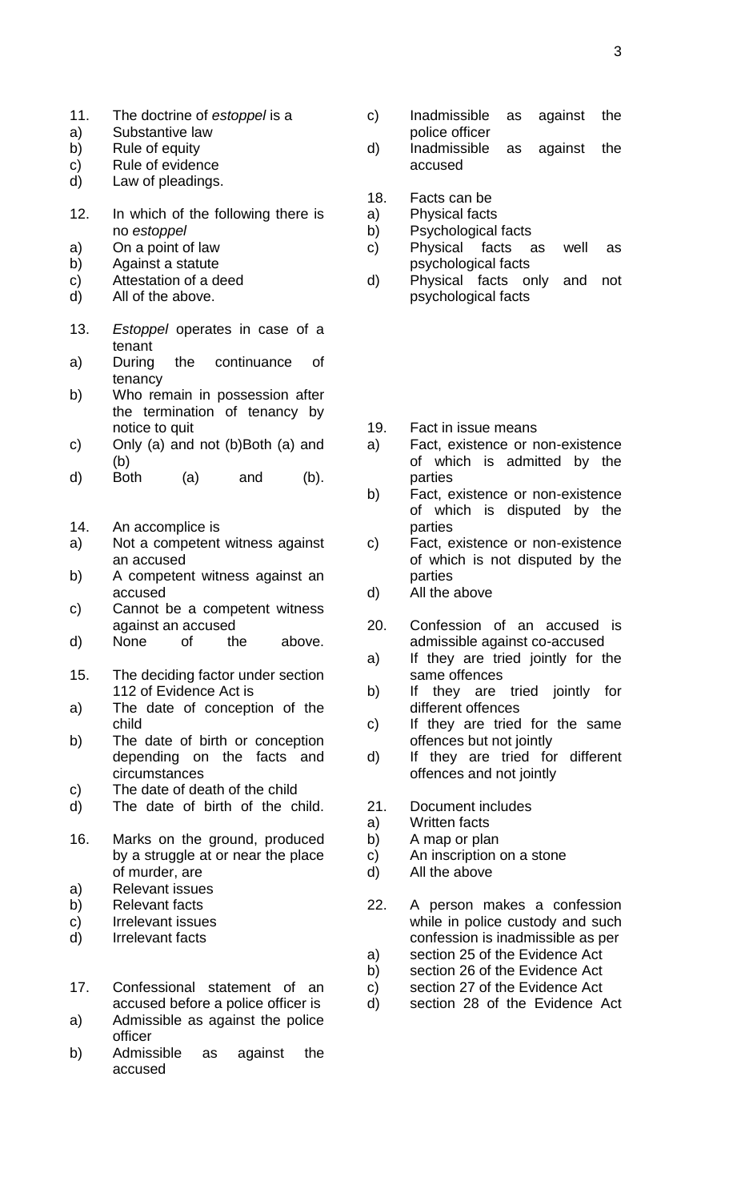11. The doctrine of *estoppel* is a
a) Substantive law
b) Rule of equity
c) Rule of evidence
d) Law of pleadings.

12. In which of the following there is no *estoppel*
a) On a point of law
b) Against a statute
c) Attestation of a deed
d) All of the above.

13. *Estoppel* operates in case of a tenant
a) During the continuance of tenancy
b) Who remain in possession after the termination of tenancy by notice to quit
c) Only (a) and not (b)Both (a) and (b)
d) Both (a) and (b).

14. An accomplice is
a) Not a competent witness against an accused
b) A competent witness against an accused
c) Cannot be a competent witness against an accused
d) None of the above.

15. The deciding factor under section 112 of Evidence Act is
a) The date of conception of the child
b) The date of birth or conception depending on the facts and circumstances
c) The date of death of the child
d) The date of birth of the child.

16. Marks on the ground, produced by a struggle at or near the place of murder, are
a) Relevant issues
b) Relevant facts
c) Irrelevant issues
d) Irrelevant facts

17. Confessional statement of an accused before a police officer is
a) Admissible as against the police officer
b) Admissible as against the accused
c) Inadmissible as against the police officer
d) Inadmissible as against the accused

18. Facts can be
a) Physical facts
b) Psychological facts
c) Physical facts as well as psychological facts
d) Physical facts only and not psychological facts

19. Fact in issue means
a) Fact, existence or non-existence of which is admitted by the parties
b) Fact, existence or non-existence of which is disputed by the parties
c) Fact, existence or non-existence of which is not disputed by the parties
d) All the above

20. Confession of an accused is admissible against co-accused
a) If they are tried jointly for the same offences
b) If they are tried jointly for different offences
c) If they are tried for the same offences but not jointly
d) If they are tried for different offences and not jointly

21. Document includes
a) Written facts
b) A map or plan
c) An inscription on a stone
d) All the above

22. A person makes a confession while in police custody and such confession is inadmissible as per
a) section 25 of the Evidence Act
b) section 26 of the Evidence Act
c) section 27 of the Evidence Act
d) section 28 of the Evidence Act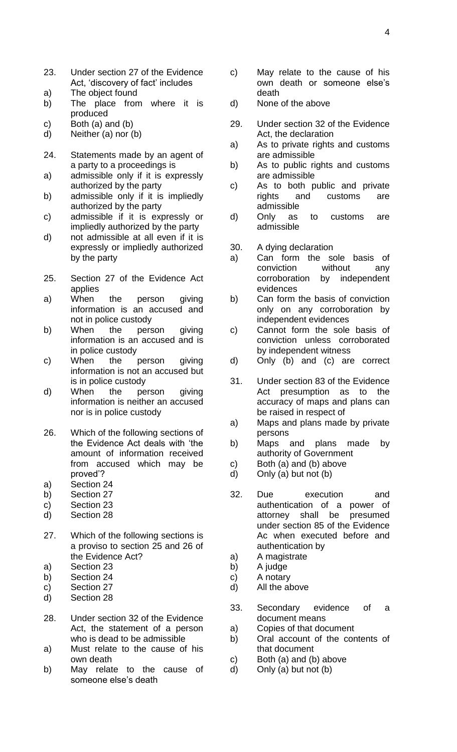23. Under section 27 of the Evidence Act, 'discovery of fact' includes
a) The object found
b) The place from where it is produced
c) Both (a) and (b)
d) Neither (a) nor (b)

24. Statements made by an agent of a party to a proceedings is
a) admissible only if it is expressly authorized by the party
b) admissible only if it is impliedly authorized by the party
c) admissible if it is expressly or impliedly authorized by the party
d) not admissible at all even if it is expressly or impliedly authorized by the party

25. Section 27 of the Evidence Act applies
a) When the person giving information is an accused and not in police custody
b) When the person giving information is an accused and is in police custody
c) When the person giving information is not an accused but is in police custody
d) When the person giving information is neither an accused nor is in police custody

26. Which of the following sections of the Evidence Act deals with 'the amount of information received from accused which may be proved'?
a) Section 24
b) Section 27
c) Section 23
d) Section 28

27. Which of the following sections is a proviso to section 25 and 26 of the Evidence Act?
a) Section 23
b) Section 24
c) Section 27
d) Section 28

28. Under section 32 of the Evidence Act, the statement of a person who is dead to be admissible
a) Must relate to the cause of his own death
b) May relate to the cause of someone else's death
c) May relate to the cause of his own death or someone else's death
d) None of the above

29. Under section 32 of the Evidence Act, the declaration
a) As to private rights and customs are admissible
b) As to public rights and customs are admissible
c) As to both public and private rights and customs are admissible
d) Only as to customs are admissible

30. A dying declaration
a) Can form the sole basis of conviction without any corroboration by independent evidences
b) Can form the basis of conviction only on any corroboration by independent evidences
c) Cannot form the sole basis of conviction unless corroborated by independent witness
d) Only (b) and (c) are correct

31. Under section 83 of the Evidence Act presumption as to the accuracy of maps and plans can be raised in respect of
a) Maps and plans made by private persons
b) Maps and plans made by authority of Government
c) Both (a) and (b) above
d) Only (a) but not (b)

32. Due execution and authentication of a power of attorney shall be presumed under section 85 of the Evidence Ac when executed before and authentication by
a) A magistrate
b) A judge
c) A notary
d) All the above

33. Secondary evidence of a document means
a) Copies of that document
b) Oral account of the contents of that document
c) Both (a) and (b) above
d) Only (a) but not (b)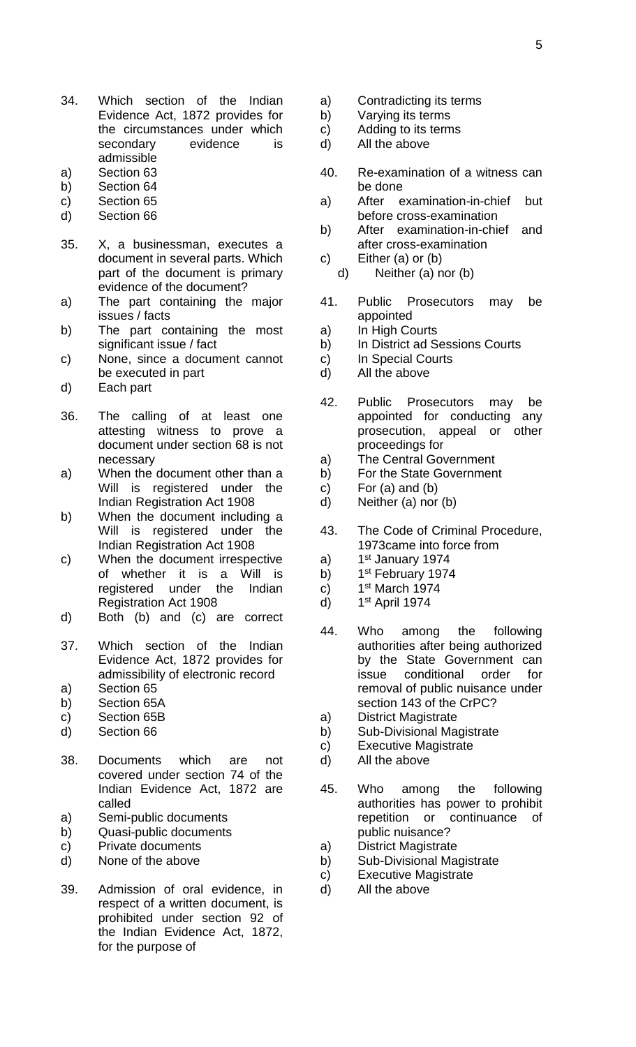34. Which section of the Indian Evidence Act, 1872 provides for the circumstances under which secondary evidence is admissible

a) Section 63
b) Section 64
c) Section 65
d) Section 66

35. X, a businessman, executes a document in several parts. Which part of the document is primary evidence of the document?

a) The part containing the major issues / facts
b) The part containing the most significant issue / fact
c) None, since a document cannot be executed in part
d) Each part

36. The calling of at least one attesting witness to prove a document under section 68 is not necessary

a) When the document other than a Will is registered under the Indian Registration Act 1908
b) When the document including a Will is registered under the Indian Registration Act 1908
c) When the document irrespective of whether it is a Will is registered under the Indian Registration Act 1908
d) Both (b) and (c) are correct

37. Which section of the Indian Evidence Act, 1872 provides for admissibility of electronic record

a) Section 65
b) Section 65A
c) Section 65B
d) Section 66

38. Documents which are not covered under section 74 of the Indian Evidence Act, 1872 are called

a) Semi-public documents
b) Quasi-public documents
c) Private documents
d) None of the above

39. Admission of oral evidence, in respect of a written document, is prohibited under section 92 of the Indian Evidence Act, 1872, for the purpose of

a) Contradicting its terms
b) Varying its terms
c) Adding to its terms
d) All the above

40. Re-examination of a witness can be done

a) After examination-in-chief but before cross-examination
b) After examination-in-chief and after cross-examination
c) Either (a) or (b)
d) Neither (a) nor (b)

41. Public Prosecutors may be appointed

a) In High Courts
b) In District ad Sessions Courts
c) In Special Courts
d) All the above

42. Public Prosecutors may be appointed for conducting any prosecution, appeal or other proceedings for

a) The Central Government
b) For the State Government
c) For (a) and (b)
d) Neither (a) nor (b)

43. The Code of Criminal Procedure, 1973came into force from

a) 1st January 1974
b) 1st February 1974
c) 1st March 1974
d) 1st April 1974

44. Who among the following authorities after being authorized by the State Government can issue conditional order for removal of public nuisance under section 143 of the CrPC?

a) District Magistrate
b) Sub-Divisional Magistrate
c) Executive Magistrate
d) All the above

45. Who among the following authorities has power to prohibit repetition or continuance of public nuisance?

a) District Magistrate
b) Sub-Divisional Magistrate
c) Executive Magistrate
d) All the above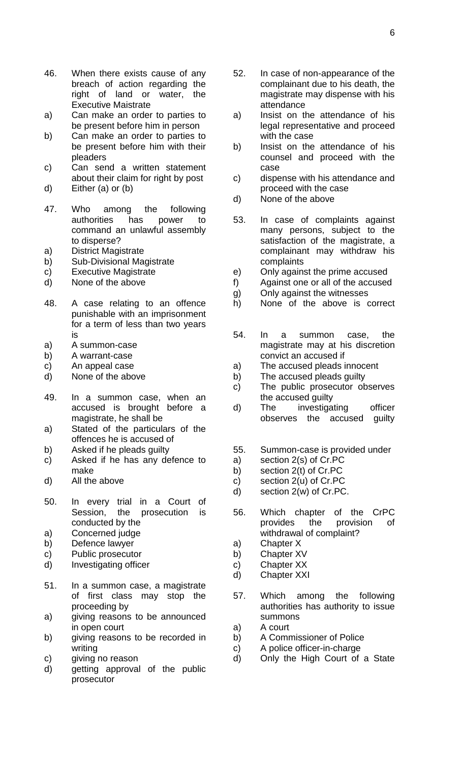46. When there exists cause of any breach of action regarding the right of land or water, the Executive Maistrate

a) Can make an order to parties to be present before him in person
b) Can make an order to parties to be present before him with their pleaders
c) Can send a written statement about their claim for right by post
d) Either (a) or (b)

47. Who among the following authorities has power to command an unlawful assembly to disperse?

a) District Magistrate
b) Sub-Divisional Magistrate
c) Executive Magistrate
d) None of the above

48. A case relating to an offence punishable with an imprisonment for a term of less than two years is

a) A summon-case
b) A warrant-case
c) An appeal case
d) None of the above

49. In a summon case, when an accused is brought before a magistrate, he shall be

a) Stated of the particulars of the offences he is accused of
b) Asked if he pleads guilty
c) Asked if he has any defence to make
d) All the above

50. In every trial in a Court of Session, the prosecution is conducted by the

a) Concerned judge
b) Defence lawyer
c) Public prosecutor
d) Investigating officer

51. In a summon case, a magistrate of first class may stop the proceeding by

a) giving reasons to be announced in open court
b) giving reasons to be recorded in writing
c) giving no reason
d) getting approval of the public prosecutor

52. In case of non-appearance of the complainant due to his death, the magistrate may dispense with his attendance

a) Insist on the attendance of his legal representative and proceed with the case
b) Insist on the attendance of his counsel and proceed with the case
c) dispense with his attendance and proceed with the case
d) None of the above

53. In case of complaints against many persons, subject to the satisfaction of the magistrate, a complainant may withdraw his complaints

e) Only against the prime accused
f) Against one or all of the accused
g) Only against the witnesses
h) None of the above is correct

54. In a summon case, the magistrate may at his discretion convict an accused if

a) The accused pleads innocent
b) The accused pleads guilty
c) The public prosecutor observes the accused guilty
d) The investigating officer observes the accused guilty

55. Summon-case is provided under

a) section 2(s) of Cr.PC
b) section 2(t) of Cr.PC
c) section 2(u) of Cr.PC
d) section 2(w) of Cr.PC.

56. Which chapter of the CrPC provides the provision of withdrawal of complaint?

a) Chapter X
b) Chapter XV
c) Chapter XX
d) Chapter XXI

57. Which among the following authorities has authority to issue summons

a) A court
b) A Commissioner of Police
c) A police officer-in-charge
d) Only the High Court of a State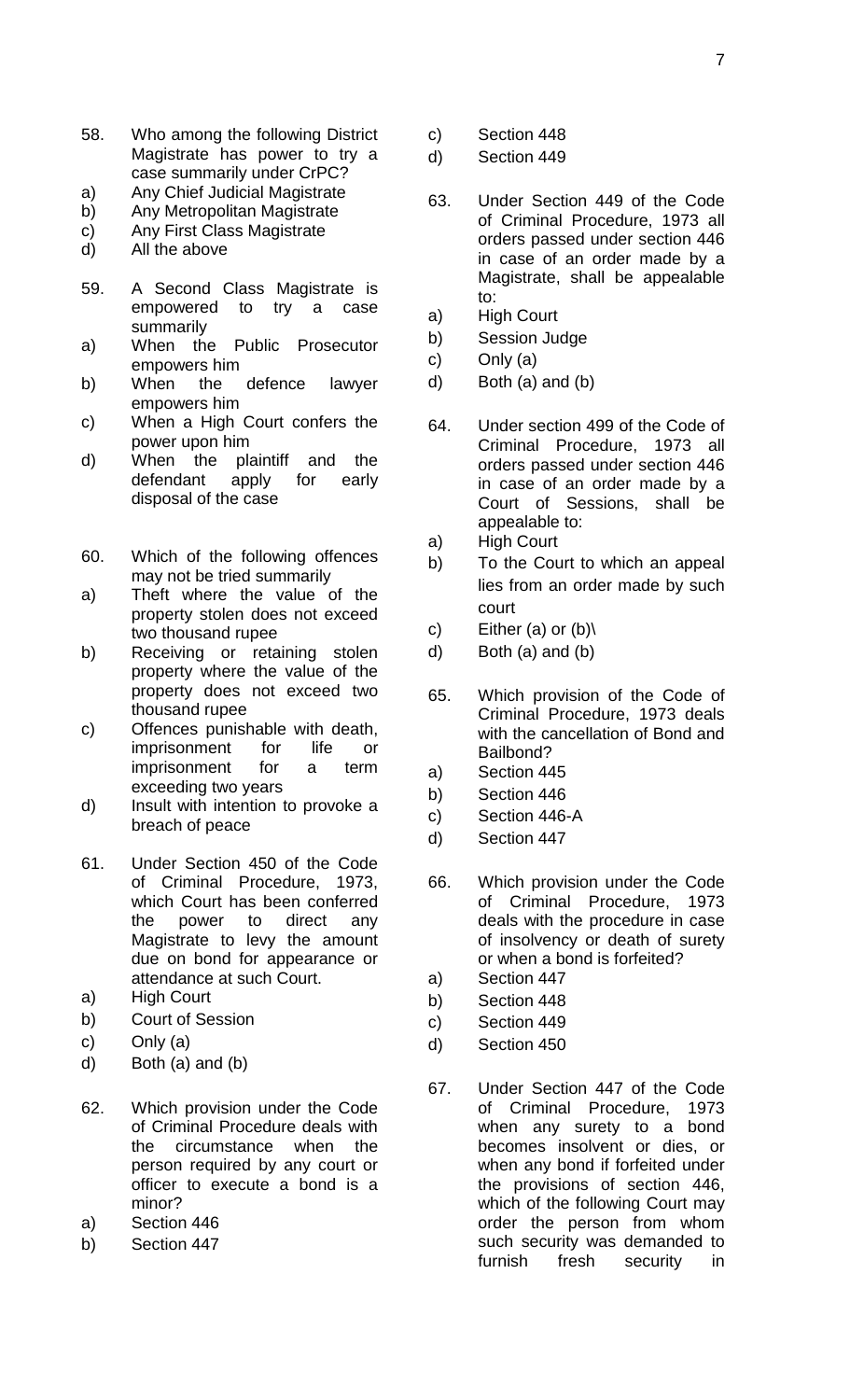58. Who among the following District Magistrate has power to try a case summarily under CrPC?
a) Any Chief Judicial Magistrate
b) Any Metropolitan Magistrate
c) Any First Class Magistrate
d) All the above

59. A Second Class Magistrate is empowered to try a case summarily
a) When the Public Prosecutor empowers him
b) When the defence lawyer empowers him
c) When a High Court confers the power upon him
d) When the plaintiff and the defendant apply for early disposal of the case

60. Which of the following offences may not be tried summarily
a) Theft where the value of the property stolen does not exceed two thousand rupee
b) Receiving or retaining stolen property where the value of the property does not exceed two thousand rupee
c) Offences punishable with death, imprisonment for life or imprisonment for a term exceeding two years
d) Insult with intention to provoke a breach of peace

61. Under Section 450 of the Code of Criminal Procedure, 1973, which Court has been conferred the power to direct any Magistrate to levy the amount due on bond for appearance or attendance at such Court.
a) High Court
b) Court of Session
c) Only (a)
d) Both (a) and (b)

62. Which provision under the Code of Criminal Procedure deals with the circumstance when the person required by any court or officer to execute a bond is a minor?
a) Section 446
b) Section 447
c) Section 448
d) Section 449

63. Under Section 449 of the Code of Criminal Procedure, 1973 all orders passed under section 446 in case of an order made by a Magistrate, shall be appealable to:
a) High Court
b) Session Judge
c) Only (a)
d) Both (a) and (b)

64. Under section 499 of the Code of Criminal Procedure, 1973 all orders passed under section 446 in case of an order made by a Court of Sessions, shall be appealable to:
a) High Court
b) To the Court to which an appeal lies from an order made by such court
c) Either (a) or (b)\
d) Both (a) and (b)

65. Which provision of the Code of Criminal Procedure, 1973 deals with the cancellation of Bond and Bailbond?
a) Section 445
b) Section 446
c) Section 446-A
d) Section 447

66. Which provision under the Code of Criminal Procedure, 1973 deals with the procedure in case of insolvency or death of surety or when a bond is forfeited?
a) Section 447
b) Section 448
c) Section 449
d) Section 450

67. Under Section 447 of the Code of Criminal Procedure, 1973 when any surety to a bond becomes insolvent or dies, or when any bond if forfeited under the provisions of section 446, which of the following Court may order the person from whom such security was demanded to furnish fresh security in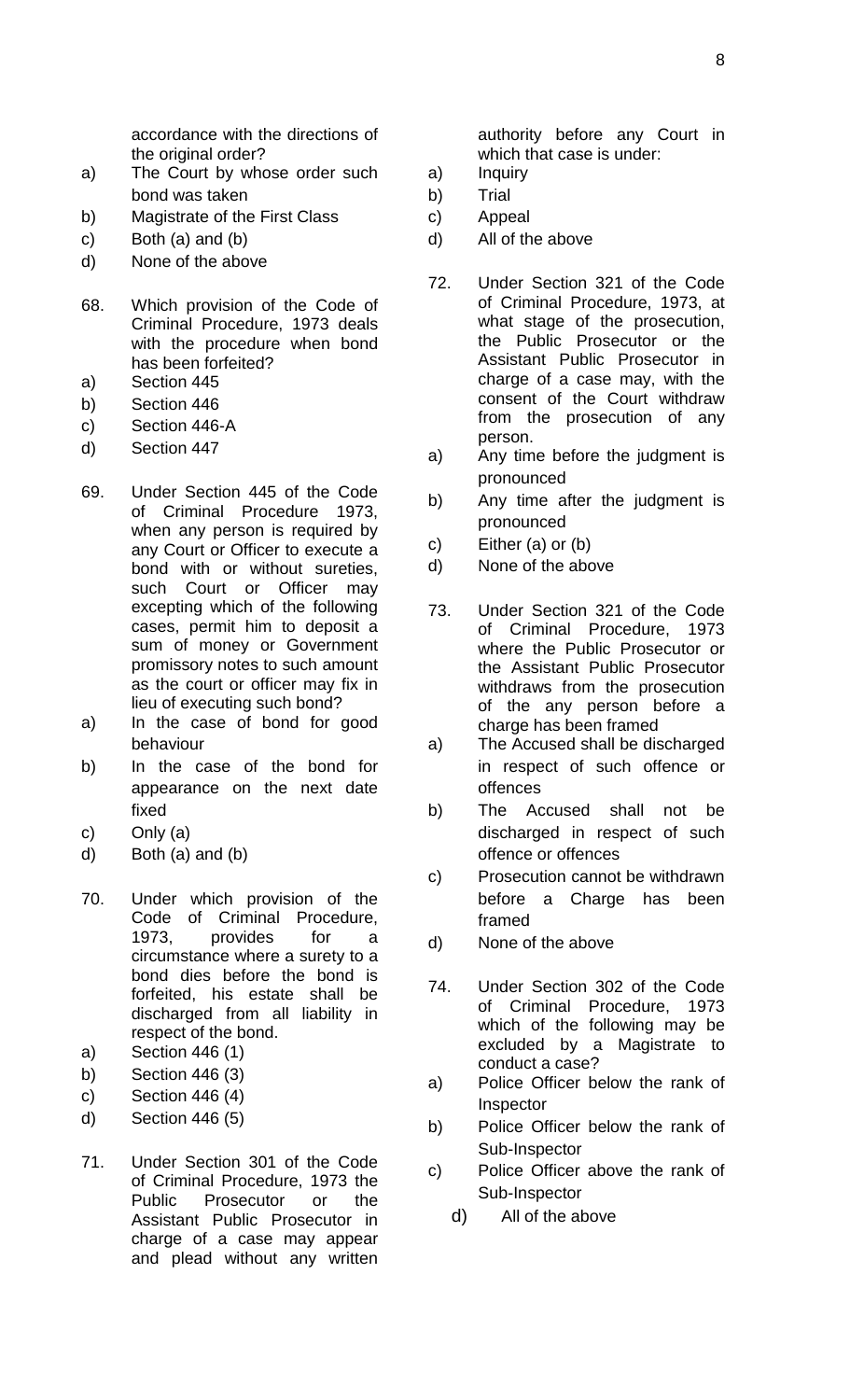accordance with the directions of the original order?

a) The Court by whose order such bond was taken
b) Magistrate of the First Class
c) Both (a) and (b)
d) None of the above

68. Which provision of the Code of Criminal Procedure, 1973 deals with the procedure when bond has been forfeited?

a) Section 445
b) Section 446
c) Section 446-A
d) Section 447

69. Under Section 445 of the Code of Criminal Procedure 1973, when any person is required by any Court or Officer to execute a bond with or without sureties, such Court or Officer may excepting which of the following cases, permit him to deposit a sum of money or Government promissory notes to such amount as the court or officer may fix in lieu of executing such bond?

a) In the case of bond for good behaviour
b) In the case of the bond for appearance on the next date fixed
c) Only (a)
d) Both (a) and (b)

70. Under which provision of the Code of Criminal Procedure, 1973, provides for a circumstance where a surety to a bond dies before the bond is forfeited, his estate shall be discharged from all liability in respect of the bond.

a) Section 446 (1)
b) Section 446 (3)
c) Section 446 (4)
d) Section 446 (5)

71. Under Section 301 of the Code of Criminal Procedure, 1973 the Public Prosecutor or the Assistant Public Prosecutor in charge of a case may appear and plead without any written authority before any Court in which that case is under:

a) Inquiry
b) Trial
c) Appeal
d) All of the above

72. Under Section 321 of the Code of Criminal Procedure, 1973, at what stage of the prosecution, the Public Prosecutor or the Assistant Public Prosecutor in charge of a case may, with the consent of the Court withdraw from the prosecution of any person.

a) Any time before the judgment is pronounced
b) Any time after the judgment is pronounced
c) Either (a) or (b)
d) None of the above

73. Under Section 321 of the Code of Criminal Procedure, 1973 where the Public Prosecutor or the Assistant Public Prosecutor withdraws from the prosecution of the any person before a charge has been framed

a) The Accused shall be discharged in respect of such offence or offences
b) The Accused shall not be discharged in respect of such offence or offences
c) Prosecution cannot be withdrawn before a Charge has been framed
d) None of the above

74. Under Section 302 of the Code of Criminal Procedure, 1973 which of the following may be excluded by a Magistrate to conduct a case?

a) Police Officer below the rank of Inspector
b) Police Officer below the rank of Sub-Inspector
c) Police Officer above the rank of Sub-Inspector
d) All of the above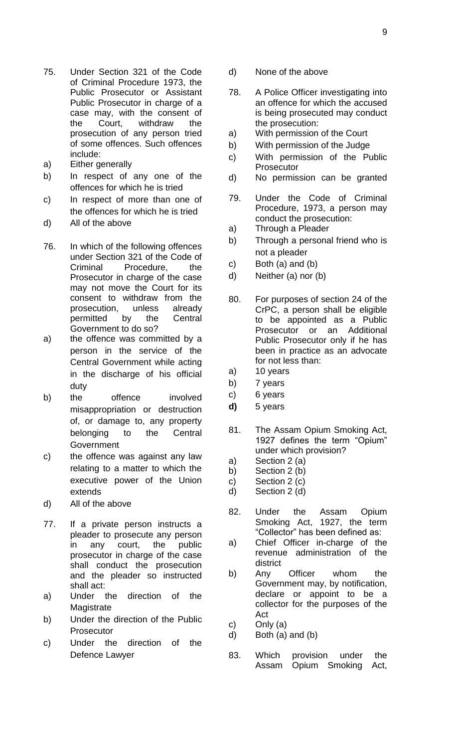75. Under Section 321 of the Code of Criminal Procedure 1973, the Public Prosecutor or Assistant Public Prosecutor in charge of a case may, with the consent of the Court, withdraw the prosecution of any person tried of some offences. Such offences include:

a) Either generally
b) In respect of any one of the offences for which he is tried
c) In respect of more than one of the offences for which he is tried
d) All of the above

76. In which of the following offences under Section 321 of the Code of Criminal Procedure, the Prosecutor in charge of the case may not move the Court for its consent to withdraw from the prosecution, unless already permitted by the Central Government to do so?

a) the offence was committed by a person in the service of the Central Government while acting in the discharge of his official duty
b) the offence involved misappropriation or destruction of, or damage to, any property belonging to the Central Government
c) the offence was against any law relating to a matter to which the executive power of the Union extends
d) All of the above

77. If a private person instructs a pleader to prosecute any person in any court, the public prosecutor in charge of the case shall conduct the prosecution and the pleader so instructed shall act:

a) Under the direction of the Magistrate
b) Under the direction of the Public Prosecutor
c) Under the direction of the Defence Lawyer
d) None of the above

78. A Police Officer investigating into an offence for which the accused is being prosecuted may conduct the prosecution:

a) With permission of the Court
b) With permission of the Judge
c) With permission of the Public Prosecutor
d) No permission can be granted

79. Under the Code of Criminal Procedure, 1973, a person may conduct the prosecution:

a) Through a Pleader
b) Through a personal friend who is not a pleader
c) Both (a) and (b)
d) Neither (a) nor (b)

80. For purposes of section 24 of the CrPC, a person shall be eligible to be appointed as a Public Prosecutor or an Additional Public Prosecutor only if he has been in practice as an advocate for not less than:

a) 10 years
b) 7 years
c) 6 years
**d)** 5 years

81. The Assam Opium Smoking Act, 1927 defines the term "Opium" under which provision?

a) Section 2 (a)
b) Section 2 (b)
c) Section 2 (c)
d) Section 2 (d)

82. Under the Assam Opium Smoking Act, 1927, the term "Collector" has been defined as:

a) Chief Officer in-charge of the revenue administration of the district
b) Any Officer whom the Government may, by notification, declare or appoint to be a collector for the purposes of the Act
c) Only (a)
d) Both (a) and (b)

83. Which provision under the Assam Opium Smoking Act,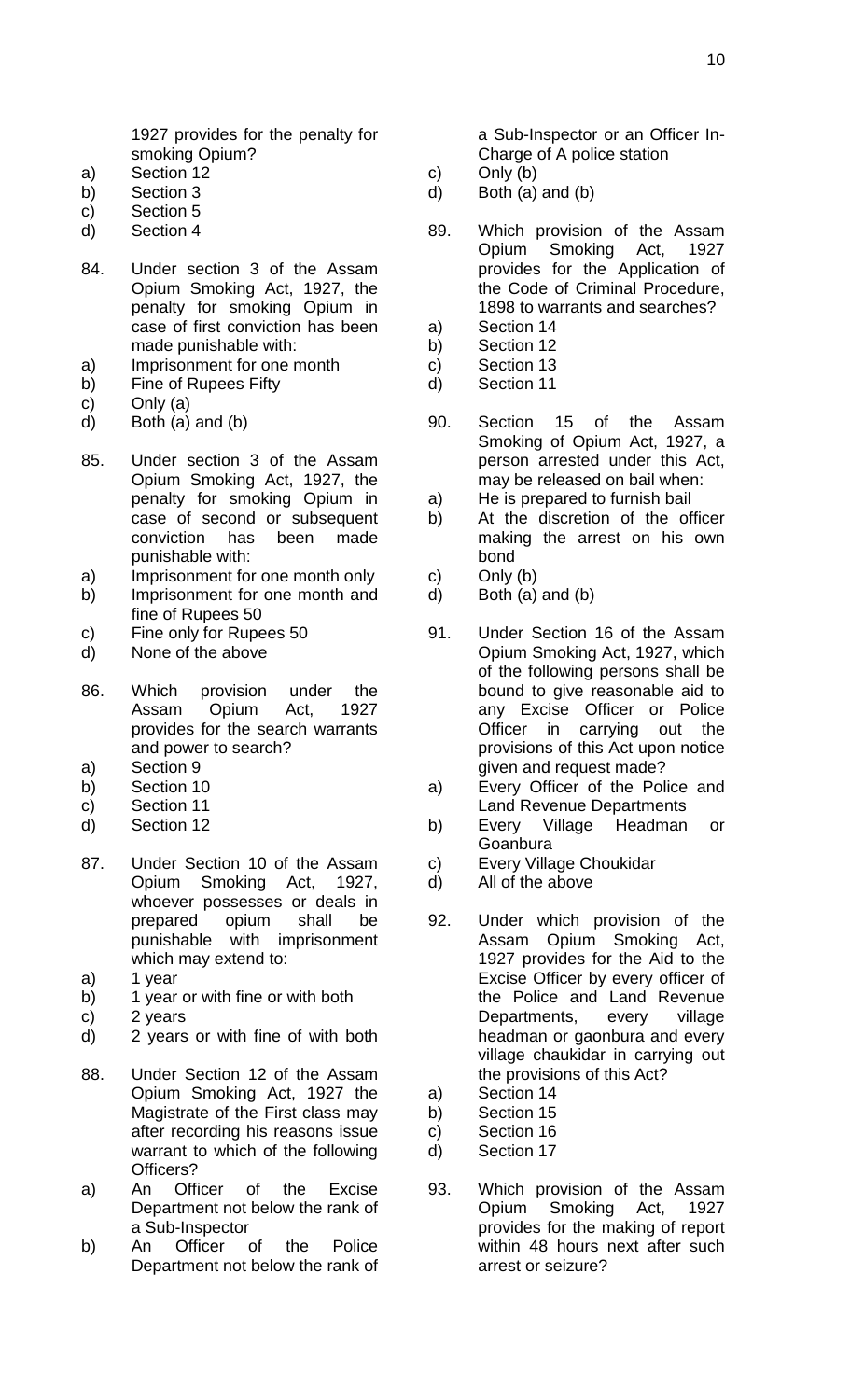1927 provides for the penalty for smoking Opium?

a) Section 12
b) Section 3
c) Section 5
d) Section 4

84. Under section 3 of the Assam Opium Smoking Act, 1927, the penalty for smoking Opium in case of first conviction has been made punishable with:

a) Imprisonment for one month
b) Fine of Rupees Fifty
c) Only (a)
d) Both (a) and (b)

85. Under section 3 of the Assam Opium Smoking Act, 1927, the penalty for smoking Opium in case of second or subsequent conviction has been made punishable with:

a) Imprisonment for one month only
b) Imprisonment for one month and fine of Rupees 50
c) Fine only for Rupees 50
d) None of the above

86. Which provision under the Assam Opium Act, 1927 provides for the search warrants and power to search?

a) Section 9
b) Section 10
c) Section 11
d) Section 12

87. Under Section 10 of the Assam Opium Smoking Act, 1927, whoever possesses or deals in prepared opium shall be punishable with imprisonment which may extend to:

a) 1 year
b) 1 year or with fine or with both
c) 2 years
d) 2 years or with fine of with both

88. Under Section 12 of the Assam Opium Smoking Act, 1927 the Magistrate of the First class may after recording his reasons issue warrant to which of the following Officers?

a) An Officer of the Excise Department not below the rank of a Sub-Inspector
b) An Officer of the Police Department not below the rank of a Sub-Inspector or an Officer In-Charge of A police station
c) Only (b)
d) Both (a) and (b)

89. Which provision of the Assam Opium Smoking Act, 1927 provides for the Application of the Code of Criminal Procedure, 1898 to warrants and searches?

a) Section 14
b) Section 12
c) Section 13
d) Section 11

90. Section 15 of the Assam Smoking of Opium Act, 1927, a person arrested under this Act, may be released on bail when:

a) He is prepared to furnish bail
b) At the discretion of the officer making the arrest on his own bond
c) Only (b)
d) Both (a) and (b)

91. Under Section 16 of the Assam Opium Smoking Act, 1927, which of the following persons shall be bound to give reasonable aid to any Excise Officer or Police Officer in carrying out the provisions of this Act upon notice given and request made?

a) Every Officer of the Police and Land Revenue Departments
b) Every Village Headman or Goanbura
c) Every Village Choukidar
d) All of the above

92. Under which provision of the Assam Opium Smoking Act, 1927 provides for the Aid to the Excise Officer by every officer of the Police and Land Revenue Departments, every village headman or gaonbura and every village chaukidar in carrying out the provisions of this Act?

a) Section 14
b) Section 15
c) Section 16
d) Section 17

93. Which provision of the Assam Opium Smoking Act, 1927 provides for the making of report within 48 hours next after such arrest or seizure?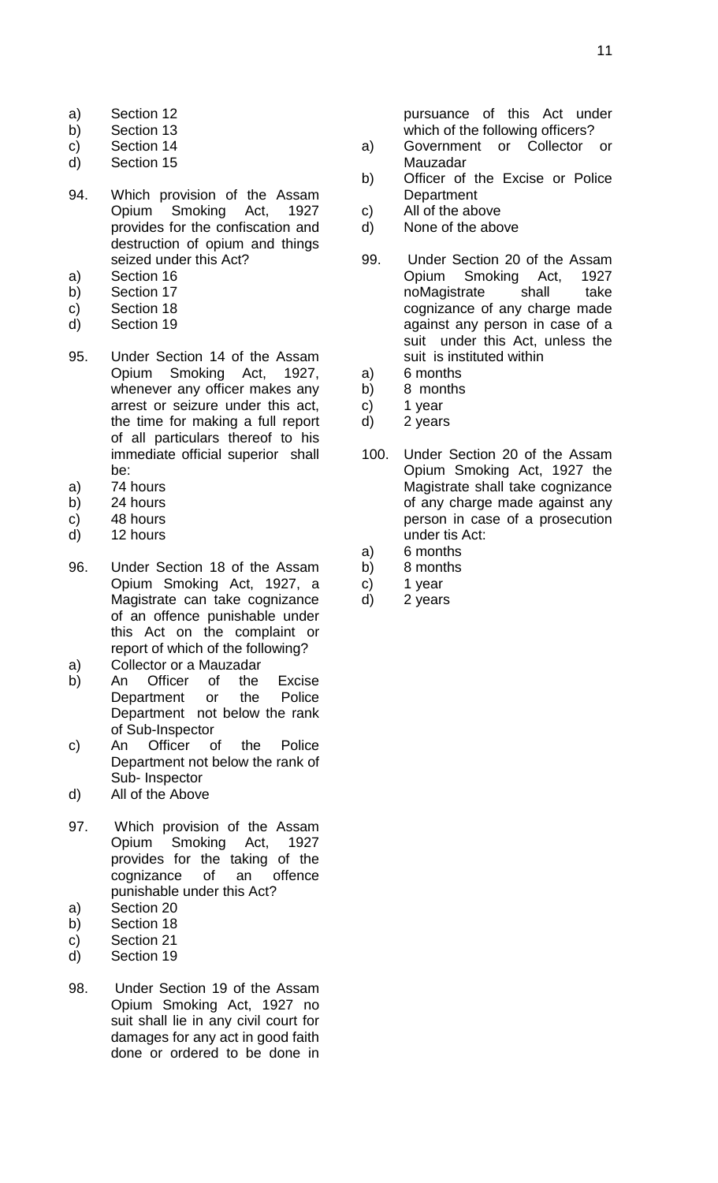a) Section 12
b) Section 13
c) Section 14
d) Section 15

94. Which provision of the Assam Opium Smoking Act, 1927 provides for the confiscation and destruction of opium and things seized under this Act?
a) Section 16
b) Section 17
c) Section 18
d) Section 19

95. Under Section 14 of the Assam Opium Smoking Act, 1927, whenever any officer makes any arrest or seizure under this act, the time for making a full report of all particulars thereof to his immediate official superior shall be:
a) 74 hours
b) 24 hours
c) 48 hours
d) 12 hours

96. Under Section 18 of the Assam Opium Smoking Act, 1927, a Magistrate can take cognizance of an offence punishable under this Act on the complaint or report of which of the following?
a) Collector or a Mauzadar
b) An Officer of the Excise Department or the Police Department not below the rank of Sub-Inspector
c) An Officer of the Police Department not below the rank of Sub- Inspector
d) All of the Above

97. Which provision of the Assam Opium Smoking Act, 1927 provides for the taking of the cognizance of an offence punishable under this Act?
a) Section 20
b) Section 18
c) Section 21
d) Section 19

98. Under Section 19 of the Assam Opium Smoking Act, 1927 no suit shall lie in any civil court for damages for any act in good faith done or ordered to be done in pursuance of this Act under which of the following officers?
a) Government or Collector or Mauzadar
b) Officer of the Excise or Police Department
c) All of the above
d) None of the above

99. Under Section 20 of the Assam Opium Smoking Act, 1927 noMagistrate shall take cognizance of any charge made against any person in case of a suit under this Act, unless the suit is instituted within
a) 6 months
b) 8 months
c) 1 year
d) 2 years

100. Under Section 20 of the Assam Opium Smoking Act, 1927 the Magistrate shall take cognizance of any charge made against any person in case of a prosecution under tis Act:
a) 6 months
b) 8 months
c) 1 year
d) 2 years